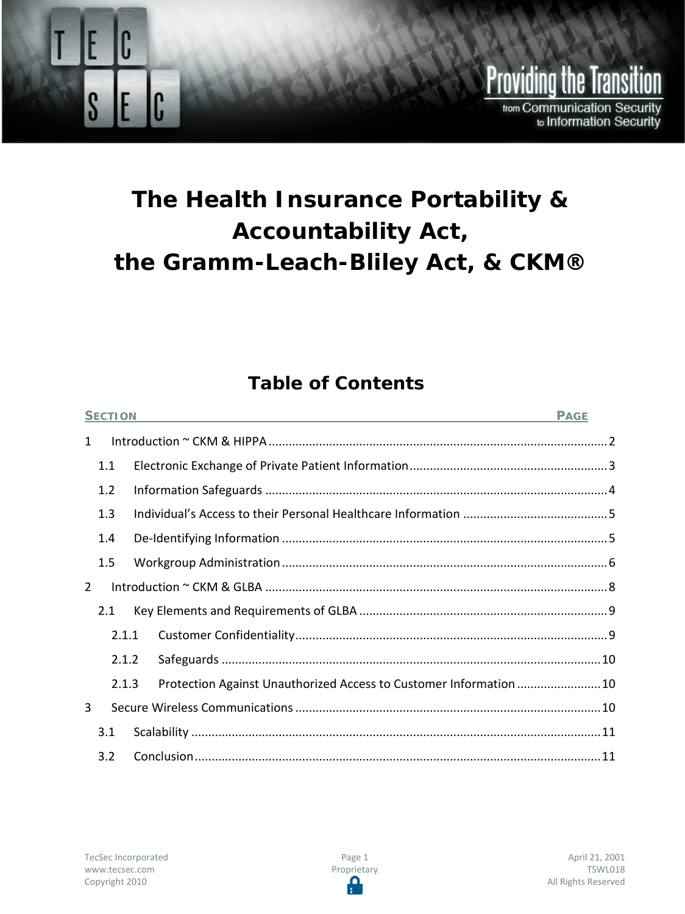# The Health Insurance Portability & Accountability Act, the Gramm-Leach-Bliley Act, & CKM®

## Table of Contents

| SECTION | | PAGE |
|---|---|---|
| 1 | Introduction ~ CKM & HIPPA | 2 |
| 1.1 | Electronic Exchange of Private Patient Information | 3 |
| 1.2 | Information Safeguards | 4 |
| 1.3 | Individual's Access to their Personal Healthcare Information | 5 |
| 1.4 | De-Identifying Information | 5 |
| 1.5 | Workgroup Administration | 6 |
| 2 | Introduction ~ CKM & GLBA | 8 |
| 2.1 | Key Elements and Requirements of GLBA | 9 |
| 2.1.1 | Customer Confidentiality | 9 |
| 2.1.2 | Safeguards | 10 |
| 2.1.3 | Protection Against Unauthorized Access to Customer Information | 10 |
| 3 | Secure Wireless Communications | 10 |
| 3.1 | Scalability | 11 |
| 3.2 | Conclusion | 11 |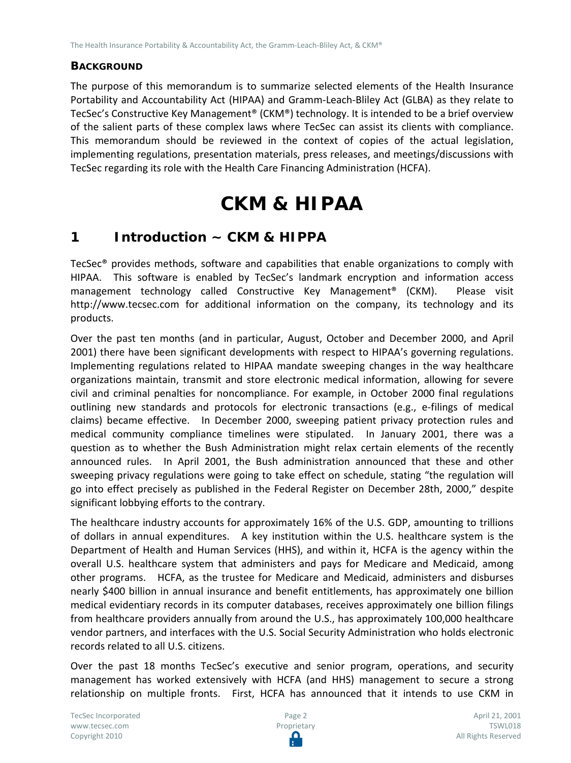## Background

The purpose of this memorandum is to summarize selected elements of the Health Insurance Portability and Accountability Act (HIPAA) and Gramm-Leach-Bliley Act (GLBA) as they relate to TecSec's Constructive Key Management® (CKM®) technology. It is intended to be a brief overview of the salient parts of these complex laws where TecSec can assist its clients with compliance. This memorandum should be reviewed in the context of copies of the actual legislation, implementing regulations, presentation materials, press releases, and meetings/discussions with TecSec regarding its role with the Health Care Financing Administration (HCFA).

# CKM & HIPAA

## 1 Introduction ~ CKM & HIPPA

TecSec® provides methods, software and capabilities that enable organizations to comply with HIPAA. This software is enabled by TecSec's landmark encryption and information access management technology called Constructive Key Management® (CKM). Please visit http://www.tecsec.com for additional information on the company, its technology and its products.

Over the past ten months (and in particular, August, October and December 2000, and April 2001) there have been significant developments with respect to HIPAA's governing regulations. Implementing regulations related to HIPAA mandate sweeping changes in the way healthcare organizations maintain, transmit and store electronic medical information, allowing for severe civil and criminal penalties for noncompliance. For example, in October 2000 final regulations outlining new standards and protocols for electronic transactions (e.g., e-filings of medical claims) became effective. In December 2000, sweeping patient privacy protection rules and medical community compliance timelines were stipulated. In January 2001, there was a question as to whether the Bush Administration might relax certain elements of the recently announced rules. In April 2001, the Bush administration announced that these and other sweeping privacy regulations were going to take effect on schedule, stating "the regulation will go into effect precisely as published in the Federal Register on December 28th, 2000," despite significant lobbying efforts to the contrary.

The healthcare industry accounts for approximately 16% of the U.S. GDP, amounting to trillions of dollars in annual expenditures. A key institution within the U.S. healthcare system is the Department of Health and Human Services (HHS), and within it, HCFA is the agency within the overall U.S. healthcare system that administers and pays for Medicare and Medicaid, among other programs. HCFA, as the trustee for Medicare and Medicaid, administers and disburses nearly $400 billion in annual insurance and benefit entitlements, has approximately one billion medical evidentiary records in its computer databases, receives approximately one billion filings from healthcare providers annually from around the U.S., has approximately 100,000 healthcare vendor partners, and interfaces with the U.S. Social Security Administration who holds electronic records related to all U.S. citizens.

Over the past 18 months TecSec's executive and senior program, operations, and security management has worked extensively with HCFA (and HHS) management to secure a strong relationship on multiple fronts. First, HCFA has announced that it intends to use CKM in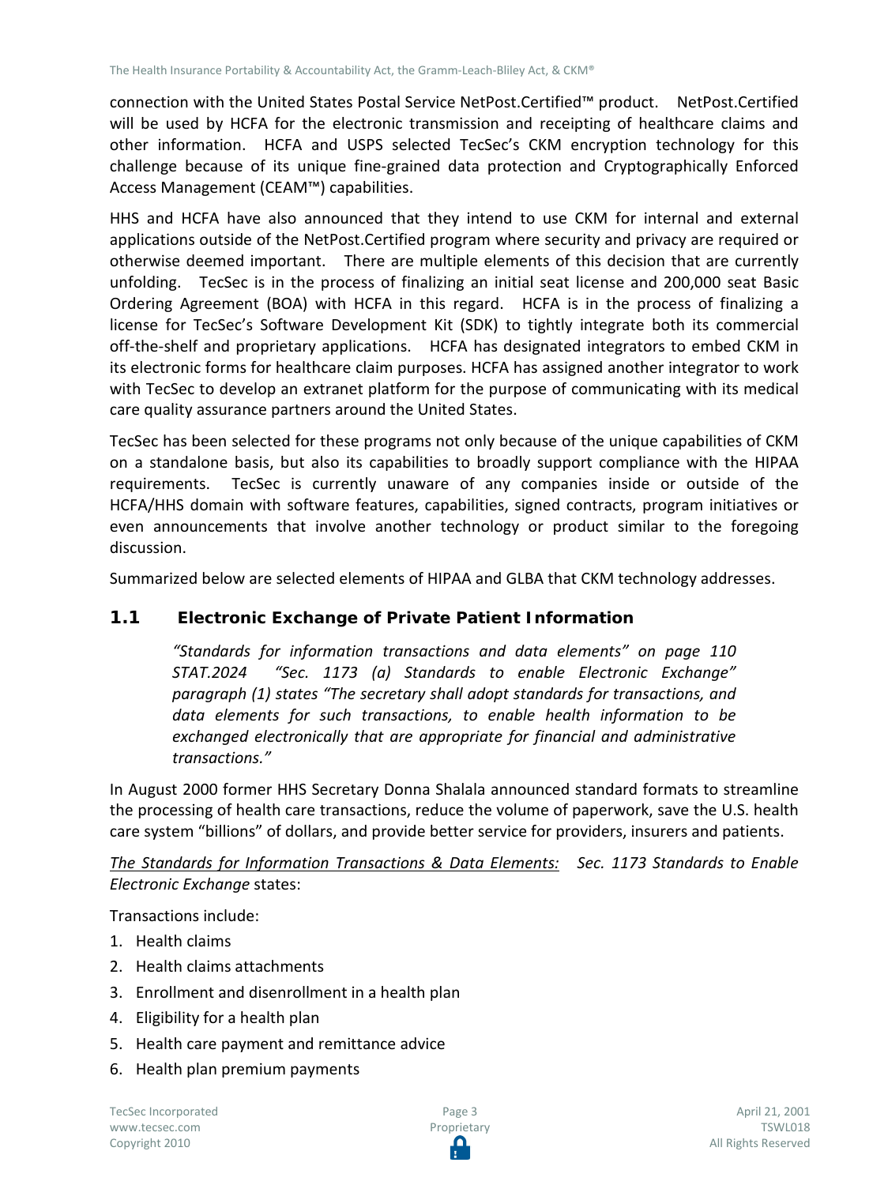connection with the United States Postal Service NetPost.Certified™ product. NetPost.Certified will be used by HCFA for the electronic transmission and receipting of healthcare claims and other information. HCFA and USPS selected TecSec's CKM encryption technology for this challenge because of its unique fine-grained data protection and Cryptographically Enforced Access Management (CEAM™) capabilities.

HHS and HCFA have also announced that they intend to use CKM for internal and external applications outside of the NetPost.Certified program where security and privacy are required or otherwise deemed important. There are multiple elements of this decision that are currently unfolding. TecSec is in the process of finalizing an initial seat license and 200,000 seat Basic Ordering Agreement (BOA) with HCFA in this regard. HCFA is in the process of finalizing a license for TecSec's Software Development Kit (SDK) to tightly integrate both its commercial off-the-shelf and proprietary applications. HCFA has designated integrators to embed CKM in its electronic forms for healthcare claim purposes. HCFA has assigned another integrator to work with TecSec to develop an extranet platform for the purpose of communicating with its medical care quality assurance partners around the United States.

TecSec has been selected for these programs not only because of the unique capabilities of CKM on a standalone basis, but also its capabilities to broadly support compliance with the HIPAA requirements. TecSec is currently unaware of any companies inside or outside of the HCFA/HHS domain with software features, capabilities, signed contracts, program initiatives or even announcements that involve another technology or product similar to the foregoing discussion.

Summarized below are selected elements of HIPAA and GLBA that CKM technology addresses.

## 1.1 Electronic Exchange of Private Patient Information

> *"Standards for information transactions and data elements" on page 110 STAT.2024 "Sec. 1173 (a) Standards to enable Electronic Exchange" paragraph (1) states "The secretary shall adopt standards for transactions, and data elements for such transactions, to enable health information to be exchanged electronically that are appropriate for financial and administrative transactions."*

In August 2000 former HHS Secretary Donna Shalala announced standard formats to streamline the processing of health care transactions, reduce the volume of paperwork, save the U.S. health care system "billions" of dollars, and provide better service for providers, insurers and patients.

<u>*The Standards for Information Transactions & Data Elements:*</u> *Sec. 1173 Standards to Enable Electronic Exchange* states:

Transactions include:

1. Health claims
2. Health claims attachments
3. Enrollment and disenrollment in a health plan
4. Eligibility for a health plan
5. Health care payment and remittance advice
6. Health plan premium payments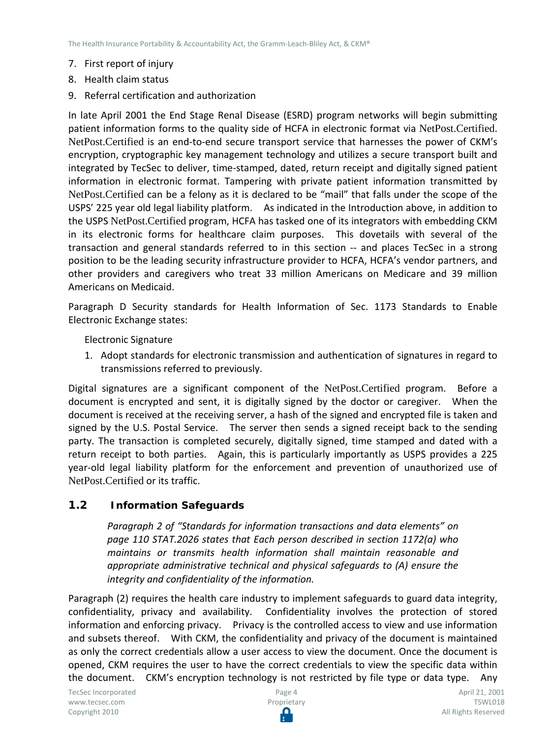7. First report of injury
8. Health claim status
9. Referral certification and authorization

In late April 2001 the End Stage Renal Disease (ESRD) program networks will begin submitting patient information forms to the quality side of HCFA in electronic format via NetPost.Certified. NetPost.Certified is an end-to-end secure transport service that harnesses the power of CKM's encryption, cryptographic key management technology and utilizes a secure transport built and integrated by TecSec to deliver, time-stamped, dated, return receipt and digitally signed patient information in electronic format. Tampering with private patient information transmitted by NetPost.Certified can be a felony as it is declared to be "mail" that falls under the scope of the USPS' 225 year old legal liability platform. As indicated in the Introduction above, in addition to the USPS NetPost.Certified program, HCFA has tasked one of its integrators with embedding CKM in its electronic forms for healthcare claim purposes. This dovetails with several of the transaction and general standards referred to in this section -- and places TecSec in a strong position to be the leading security infrastructure provider to HCFA, HCFA's vendor partners, and other providers and caregivers who treat 33 million Americans on Medicare and 39 million Americans on Medicaid.

Paragraph D Security standards for Health Information of Sec. 1173 Standards to Enable Electronic Exchange states:

Electronic Signature

1. Adopt standards for electronic transmission and authentication of signatures in regard to transmissions referred to previously.

Digital signatures are a significant component of the NetPost.Certified program. Before a document is encrypted and sent, it is digitally signed by the doctor or caregiver. When the document is received at the receiving server, a hash of the signed and encrypted file is taken and signed by the U.S. Postal Service. The server then sends a signed receipt back to the sending party. The transaction is completed securely, digitally signed, time stamped and dated with a return receipt to both parties. Again, this is particularly importantly as USPS provides a 225 year-old legal liability platform for the enforcement and prevention of unauthorized use of NetPost.Certified or its traffic.

## 1.2 Information Safeguards

> *Paragraph 2 of "Standards for information transactions and data elements" on page 110 STAT.2026 states that Each person described in section 1172(a) who maintains or transmits health information shall maintain reasonable and appropriate administrative technical and physical safeguards to (A) ensure the integrity and confidentiality of the information.*

Paragraph (2) requires the health care industry to implement safeguards to guard data integrity, confidentiality, privacy and availability. Confidentiality involves the protection of stored information and enforcing privacy. Privacy is the controlled access to view and use information and subsets thereof. With CKM, the confidentiality and privacy of the document is maintained as only the correct credentials allow a user access to view the document. Once the document is opened, CKM requires the user to have the correct credentials to view the specific data within the document. CKM's encryption technology is not restricted by file type or data type. Any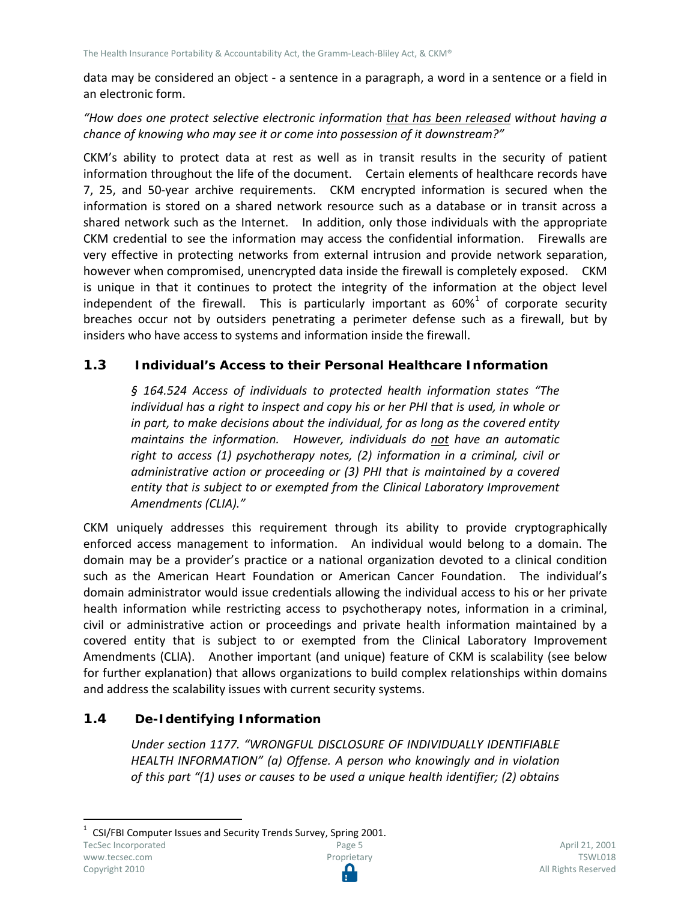data may be considered an object - a sentence in a paragraph, a word in a sentence or a field in an electronic form.

*"How does one protect selective electronic information that has been released without having a chance of knowing who may see it or come into possession of it downstream?"*

CKM's ability to protect data at rest as well as in transit results in the security of patient information throughout the life of the document. Certain elements of healthcare records have 7, 25, and 50-year archive requirements. CKM encrypted information is secured when the information is stored on a shared network resource such as a database or in transit across a shared network such as the Internet. In addition, only those individuals with the appropriate CKM credential to see the information may access the confidential information. Firewalls are very effective in protecting networks from external intrusion and provide network separation, however when compromised, unencrypted data inside the firewall is completely exposed. CKM is unique in that it continues to protect the integrity of the information at the object level independent of the firewall. This is particularly important as 60%[1] of corporate security breaches occur not by outsiders penetrating a perimeter defense such as a firewall, but by insiders who have access to systems and information inside the firewall.

## 1.3 Individual's Access to their Personal Healthcare Information

> *§ 164.524 Access of individuals to protected health information states "The individual has a right to inspect and copy his or her PHI that is used, in whole or in part, to make decisions about the individual, for as long as the covered entity maintains the information. However, individuals do not have an automatic right to access (1) psychotherapy notes, (2) information in a criminal, civil or administrative action or proceeding or (3) PHI that is maintained by a covered entity that is subject to or exempted from the Clinical Laboratory Improvement Amendments (CLIA)."*

CKM uniquely addresses this requirement through its ability to provide cryptographically enforced access management to information. An individual would belong to a domain. The domain may be a provider's practice or a national organization devoted to a clinical condition such as the American Heart Foundation or American Cancer Foundation. The individual's domain administrator would issue credentials allowing the individual access to his or her private health information while restricting access to psychotherapy notes, information in a criminal, civil or administrative action or proceedings and private health information maintained by a covered entity that is subject to or exempted from the Clinical Laboratory Improvement Amendments (CLIA). Another important (and unique) feature of CKM is scalability (see below for further explanation) that allows organizations to build complex relationships within domains and address the scalability issues with current security systems.

## 1.4 De-Identifying Information

> *Under section 1177. "WRONGFUL DISCLOSURE OF INDIVIDUALLY IDENTIFIABLE HEALTH INFORMATION" (a) Offense. A person who knowingly and in violation of this part "(1) uses or causes to be used a unique health identifier; (2) obtains*

---

[1] CSI/FBI Computer Issues and Security Trends Survey, Spring 2001.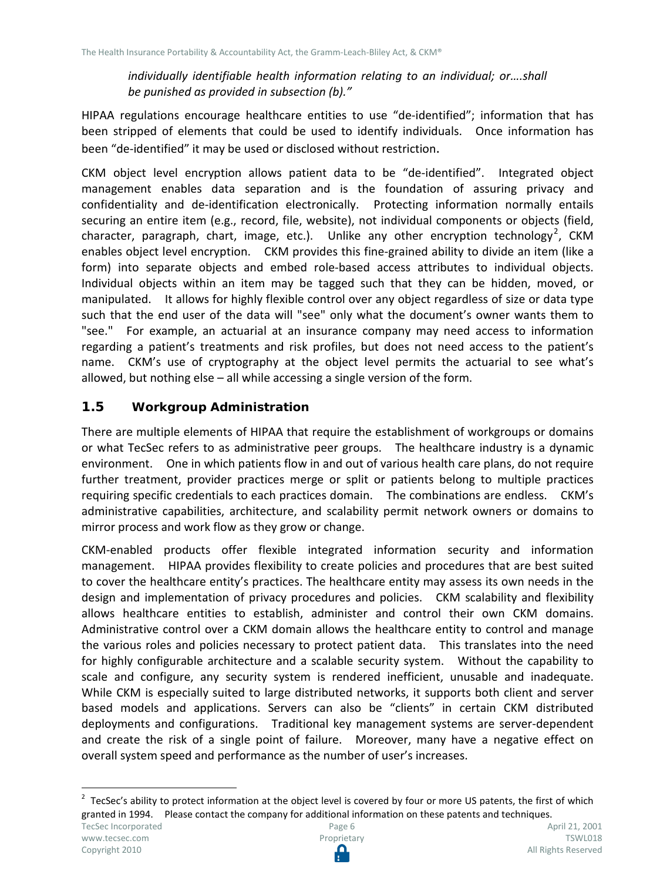*individually identifiable health information relating to an individual; or….shall be punished as provided in subsection (b)."*

HIPAA regulations encourage healthcare entities to use "de-identified"; information that has been stripped of elements that could be used to identify individuals. Once information has been "de-identified" it may be used or disclosed without restriction.

CKM object level encryption allows patient data to be "de-identified". Integrated object management enables data separation and is the foundation of assuring privacy and confidentiality and de-identification electronically. Protecting information normally entails securing an entire item (e.g., record, file, website), not individual components or objects (field, character, paragraph, chart, image, etc.). Unlike any other encryption technology[2], CKM enables object level encryption. CKM provides this fine-grained ability to divide an item (like a form) into separate objects and embed role-based access attributes to individual objects. Individual objects within an item may be tagged such that they can be hidden, moved, or manipulated. It allows for highly flexible control over any object regardless of size or data type such that the end user of the data will "see" only what the document's owner wants them to "see." For example, an actuarial at an insurance company may need access to information regarding a patient's treatments and risk profiles, but does not need access to the patient's name. CKM's use of cryptography at the object level permits the actuarial to see what's allowed, but nothing else – all while accessing a single version of the form.

## 1.5 Workgroup Administration

There are multiple elements of HIPAA that require the establishment of workgroups or domains or what TecSec refers to as administrative peer groups. The healthcare industry is a dynamic environment. One in which patients flow in and out of various health care plans, do not require further treatment, provider practices merge or split or patients belong to multiple practices requiring specific credentials to each practices domain. The combinations are endless. CKM's administrative capabilities, architecture, and scalability permit network owners or domains to mirror process and work flow as they grow or change.

CKM-enabled products offer flexible integrated information security and information management. HIPAA provides flexibility to create policies and procedures that are best suited to cover the healthcare entity's practices. The healthcare entity may assess its own needs in the design and implementation of privacy procedures and policies. CKM scalability and flexibility allows healthcare entities to establish, administer and control their own CKM domains. Administrative control over a CKM domain allows the healthcare entity to control and manage the various roles and policies necessary to protect patient data. This translates into the need for highly configurable architecture and a scalable security system. Without the capability to scale and configure, any security system is rendered inefficient, unusable and inadequate. While CKM is especially suited to large distributed networks, it supports both client and server based models and applications. Servers can also be "clients" in certain CKM distributed deployments and configurations. Traditional key management systems are server-dependent and create the risk of a single point of failure. Moreover, many have a negative effect on overall system speed and performance as the number of user's increases.

[2] TecSec's ability to protect information at the object level is covered by four or more US patents, the first of which granted in 1994. Please contact the company for additional information on these patents and techniques.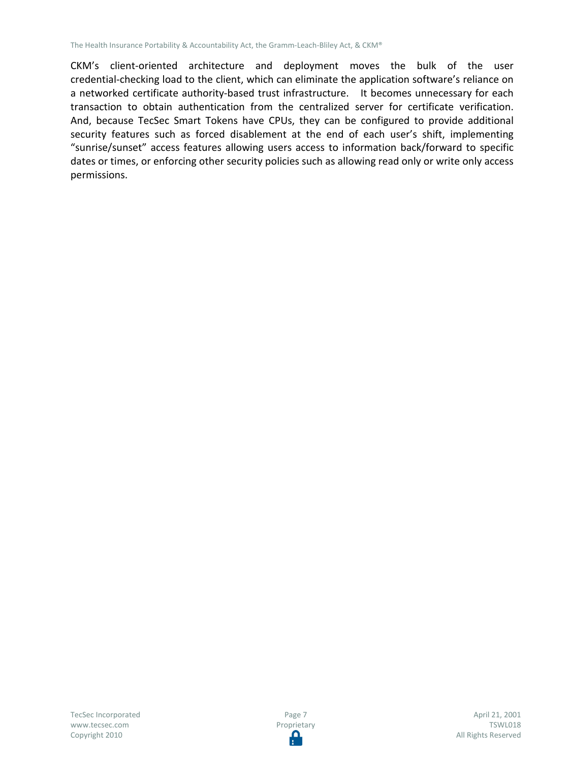CKM's client-oriented architecture and deployment moves the bulk of the user credential-checking load to the client, which can eliminate the application software's reliance on a networked certificate authority-based trust infrastructure. It becomes unnecessary for each transaction to obtain authentication from the centralized server for certificate verification. And, because TecSec Smart Tokens have CPUs, they can be configured to provide additional security features such as forced disablement at the end of each user's shift, implementing "sunrise/sunset" access features allowing users access to information back/forward to specific dates or times, or enforcing other security policies such as allowing read only or write only access permissions.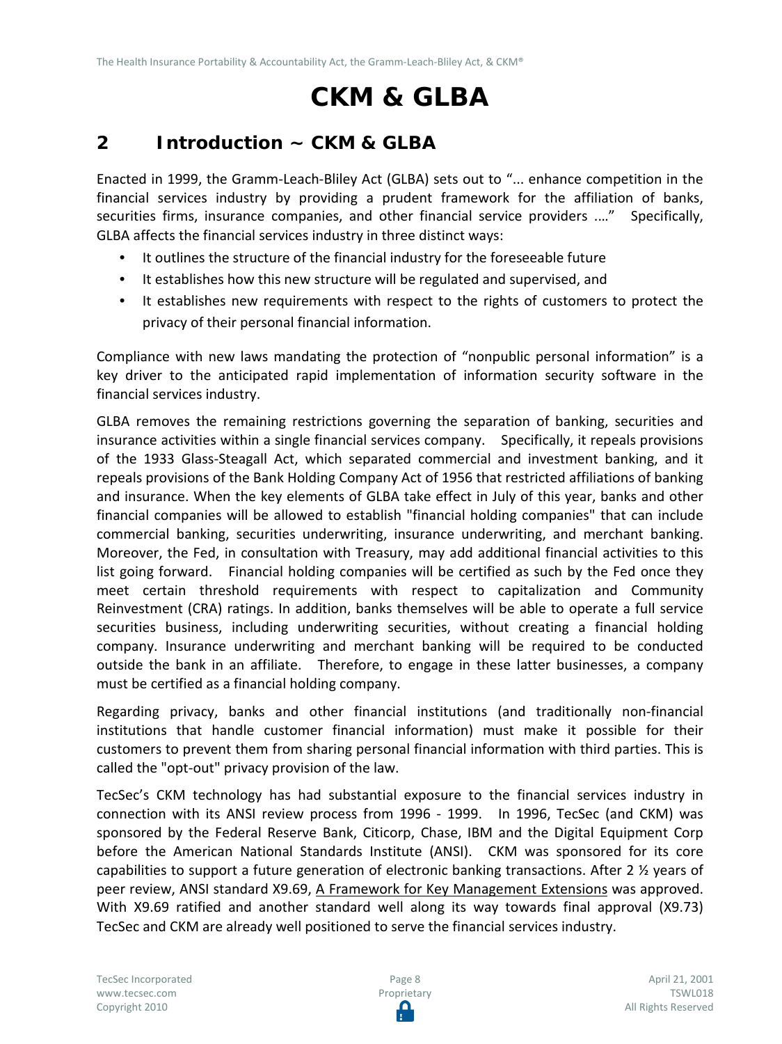# CKM & GLBA

## 2 Introduction ~ CKM & GLBA

Enacted in 1999, the Gramm-Leach-Bliley Act (GLBA) sets out to "... enhance competition in the financial services industry by providing a prudent framework for the affiliation of banks, securities firms, insurance companies, and other financial service providers ...." Specifically, GLBA affects the financial services industry in three distinct ways:

- It outlines the structure of the financial industry for the foreseeable future
- It establishes how this new structure will be regulated and supervised, and
- It establishes new requirements with respect to the rights of customers to protect the privacy of their personal financial information.

Compliance with new laws mandating the protection of "nonpublic personal information" is a key driver to the anticipated rapid implementation of information security software in the financial services industry.

GLBA removes the remaining restrictions governing the separation of banking, securities and insurance activities within a single financial services company. Specifically, it repeals provisions of the 1933 Glass-Steagall Act, which separated commercial and investment banking, and it repeals provisions of the Bank Holding Company Act of 1956 that restricted affiliations of banking and insurance. When the key elements of GLBA take effect in July of this year, banks and other financial companies will be allowed to establish "financial holding companies" that can include commercial banking, securities underwriting, insurance underwriting, and merchant banking. Moreover, the Fed, in consultation with Treasury, may add additional financial activities to this list going forward. Financial holding companies will be certified as such by the Fed once they meet certain threshold requirements with respect to capitalization and Community Reinvestment (CRA) ratings. In addition, banks themselves will be able to operate a full service securities business, including underwriting securities, without creating a financial holding company. Insurance underwriting and merchant banking will be required to be conducted outside the bank in an affiliate. Therefore, to engage in these latter businesses, a company must be certified as a financial holding company.

Regarding privacy, banks and other financial institutions (and traditionally non-financial institutions that handle customer financial information) must make it possible for their customers to prevent them from sharing personal financial information with third parties. This is called the "opt-out" privacy provision of the law.

TecSec's CKM technology has had substantial exposure to the financial services industry in connection with its ANSI review process from 1996 - 1999. In 1996, TecSec (and CKM) was sponsored by the Federal Reserve Bank, Citicorp, Chase, IBM and the Digital Equipment Corp before the American National Standards Institute (ANSI). CKM was sponsored for its core capabilities to support a future generation of electronic banking transactions. After 2 ½ years of peer review, ANSI standard X9.69, A Framework for Key Management Extensions was approved. With X9.69 ratified and another standard well along its way towards final approval (X9.73) TecSec and CKM are already well positioned to serve the financial services industry.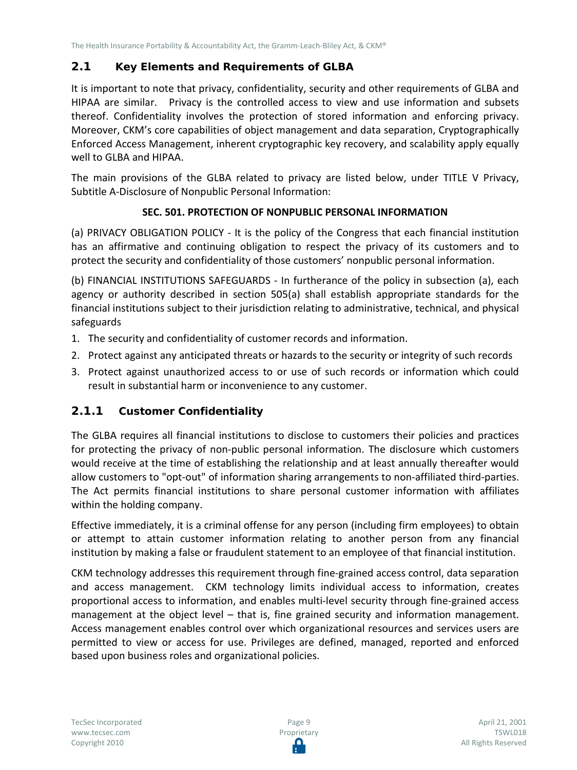## 2.1 Key Elements and Requirements of GLBA

It is important to note that privacy, confidentiality, security and other requirements of GLBA and HIPAA are similar. Privacy is the controlled access to view and use information and subsets thereof. Confidentiality involves the protection of stored information and enforcing privacy. Moreover, CKM's core capabilities of object management and data separation, Cryptographically Enforced Access Management, inherent cryptographic key recovery, and scalability apply equally well to GLBA and HIPAA.

The main provisions of the GLBA related to privacy are listed below, under TITLE V Privacy, Subtitle A-Disclosure of Nonpublic Personal Information:

**SEC. 501. PROTECTION OF NONPUBLIC PERSONAL INFORMATION**

(a) PRIVACY OBLIGATION POLICY - It is the policy of the Congress that each financial institution has an affirmative and continuing obligation to respect the privacy of its customers and to protect the security and confidentiality of those customers' nonpublic personal information.

(b) FINANCIAL INSTITUTIONS SAFEGUARDS - In furtherance of the policy in subsection (a), each agency or authority described in section 505(a) shall establish appropriate standards for the financial institutions subject to their jurisdiction relating to administrative, technical, and physical safeguards

1. The security and confidentiality of customer records and information.
2. Protect against any anticipated threats or hazards to the security or integrity of such records
3. Protect against unauthorized access to or use of such records or information which could result in substantial harm or inconvenience to any customer.

### 2.1.1 Customer Confidentiality

The GLBA requires all financial institutions to disclose to customers their policies and practices for protecting the privacy of non-public personal information. The disclosure which customers would receive at the time of establishing the relationship and at least annually thereafter would allow customers to "opt-out" of information sharing arrangements to non-affiliated third-parties. The Act permits financial institutions to share personal customer information with affiliates within the holding company.

Effective immediately, it is a criminal offense for any person (including firm employees) to obtain or attempt to attain customer information relating to another person from any financial institution by making a false or fraudulent statement to an employee of that financial institution.

CKM technology addresses this requirement through fine-grained access control, data separation and access management. CKM technology limits individual access to information, creates proportional access to information, and enables multi-level security through fine-grained access management at the object level – that is, fine grained security and information management. Access management enables control over which organizational resources and services users are permitted to view or access for use. Privileges are defined, managed, reported and enforced based upon business roles and organizational policies.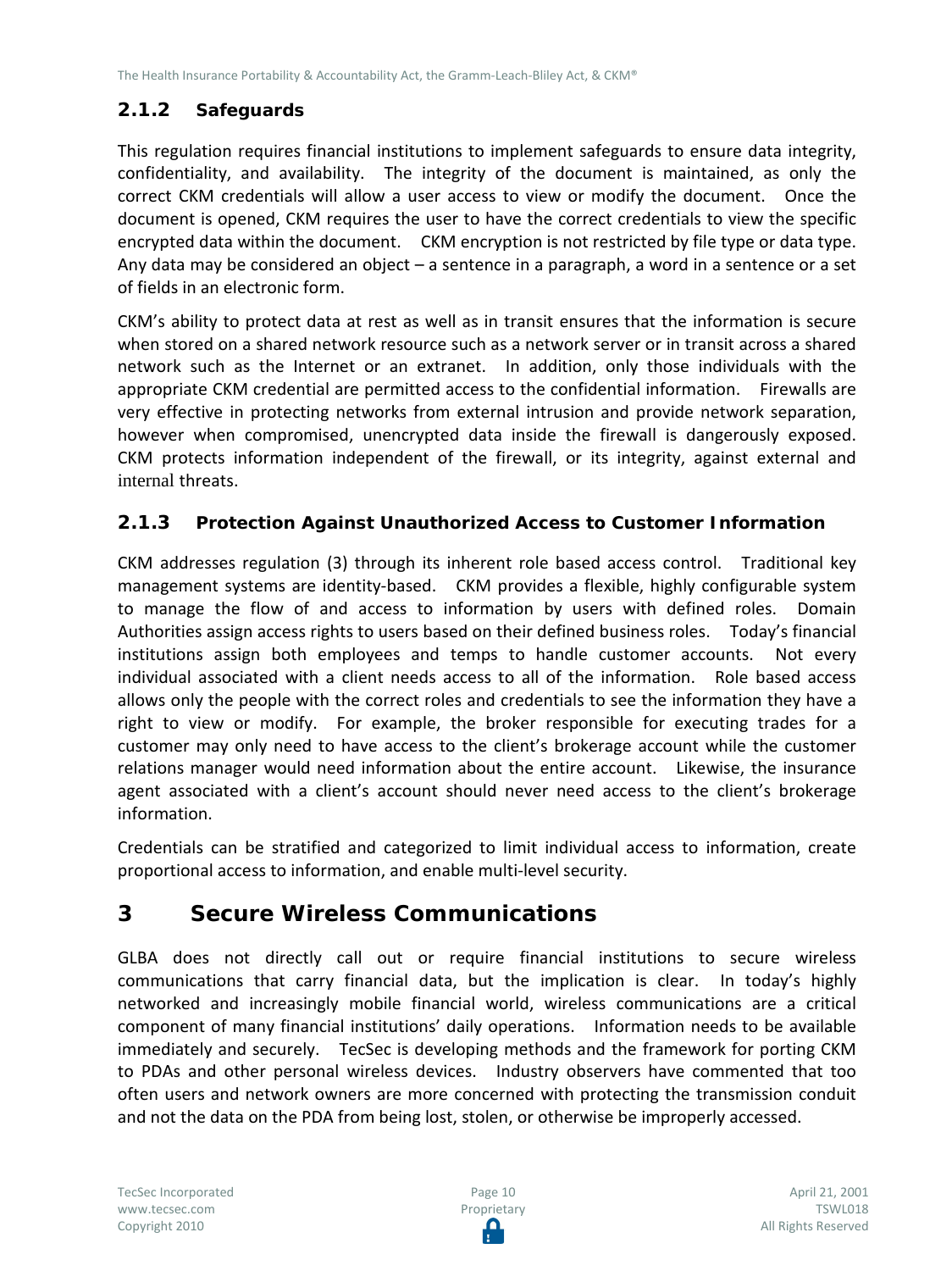### 2.1.2 Safeguards

This regulation requires financial institutions to implement safeguards to ensure data integrity, confidentiality, and availability. The integrity of the document is maintained, as only the correct CKM credentials will allow a user access to view or modify the document. Once the document is opened, CKM requires the user to have the correct credentials to view the specific encrypted data within the document. CKM encryption is not restricted by file type or data type. Any data may be considered an object – a sentence in a paragraph, a word in a sentence or a set of fields in an electronic form.

CKM's ability to protect data at rest as well as in transit ensures that the information is secure when stored on a shared network resource such as a network server or in transit across a shared network such as the Internet or an extranet. In addition, only those individuals with the appropriate CKM credential are permitted access to the confidential information. Firewalls are very effective in protecting networks from external intrusion and provide network separation, however when compromised, unencrypted data inside the firewall is dangerously exposed. CKM protects information independent of the firewall, or its integrity, against external and internal threats.

### 2.1.3 Protection Against Unauthorized Access to Customer Information

CKM addresses regulation (3) through its inherent role based access control. Traditional key management systems are identity-based. CKM provides a flexible, highly configurable system to manage the flow of and access to information by users with defined roles. Domain Authorities assign access rights to users based on their defined business roles. Today's financial institutions assign both employees and temps to handle customer accounts. Not every individual associated with a client needs access to all of the information. Role based access allows only the people with the correct roles and credentials to see the information they have a right to view or modify. For example, the broker responsible for executing trades for a customer may only need to have access to the client's brokerage account while the customer relations manager would need information about the entire account. Likewise, the insurance agent associated with a client's account should never need access to the client's brokerage information.

Credentials can be stratified and categorized to limit individual access to information, create proportional access to information, and enable multi-level security.

# 3 Secure Wireless Communications

GLBA does not directly call out or require financial institutions to secure wireless communications that carry financial data, but the implication is clear. In today's highly networked and increasingly mobile financial world, wireless communications are a critical component of many financial institutions' daily operations. Information needs to be available immediately and securely. TecSec is developing methods and the framework for porting CKM to PDAs and other personal wireless devices. Industry observers have commented that too often users and network owners are more concerned with protecting the transmission conduit and not the data on the PDA from being lost, stolen, or otherwise be improperly accessed.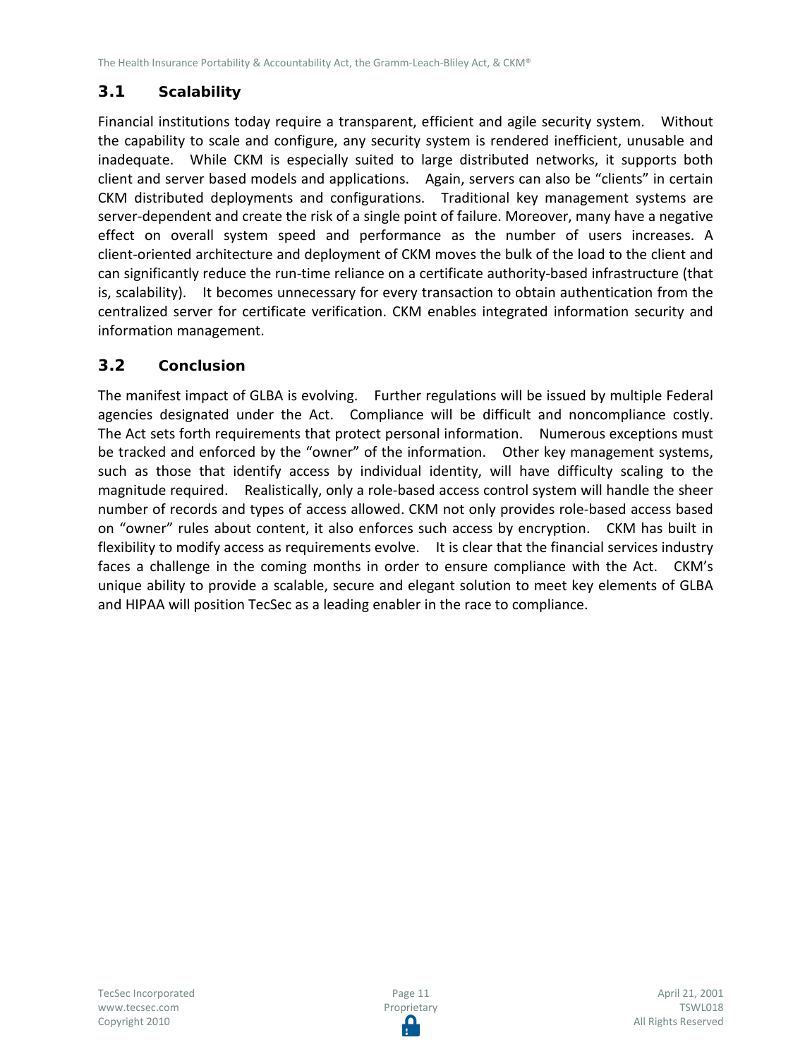## 3.1 Scalability

Financial institutions today require a transparent, efficient and agile security system. Without the capability to scale and configure, any security system is rendered inefficient, unusable and inadequate. While CKM is especially suited to large distributed networks, it supports both client and server based models and applications. Again, servers can also be "clients" in certain CKM distributed deployments and configurations. Traditional key management systems are server-dependent and create the risk of a single point of failure. Moreover, many have a negative effect on overall system speed and performance as the number of users increases. A client-oriented architecture and deployment of CKM moves the bulk of the load to the client and can significantly reduce the run-time reliance on a certificate authority-based infrastructure (that is, scalability). It becomes unnecessary for every transaction to obtain authentication from the centralized server for certificate verification. CKM enables integrated information security and information management.

## 3.2 Conclusion

The manifest impact of GLBA is evolving. Further regulations will be issued by multiple Federal agencies designated under the Act. Compliance will be difficult and noncompliance costly. The Act sets forth requirements that protect personal information. Numerous exceptions must be tracked and enforced by the "owner" of the information. Other key management systems, such as those that identify access by individual identity, will have difficulty scaling to the magnitude required. Realistically, only a role-based access control system will handle the sheer number of records and types of access allowed. CKM not only provides role-based access based on "owner" rules about content, it also enforces such access by encryption. CKM has built in flexibility to modify access as requirements evolve. It is clear that the financial services industry faces a challenge in the coming months in order to ensure compliance with the Act. CKM's unique ability to provide a scalable, secure and elegant solution to meet key elements of GLBA and HIPAA will position TecSec as a leading enabler in the race to compliance.